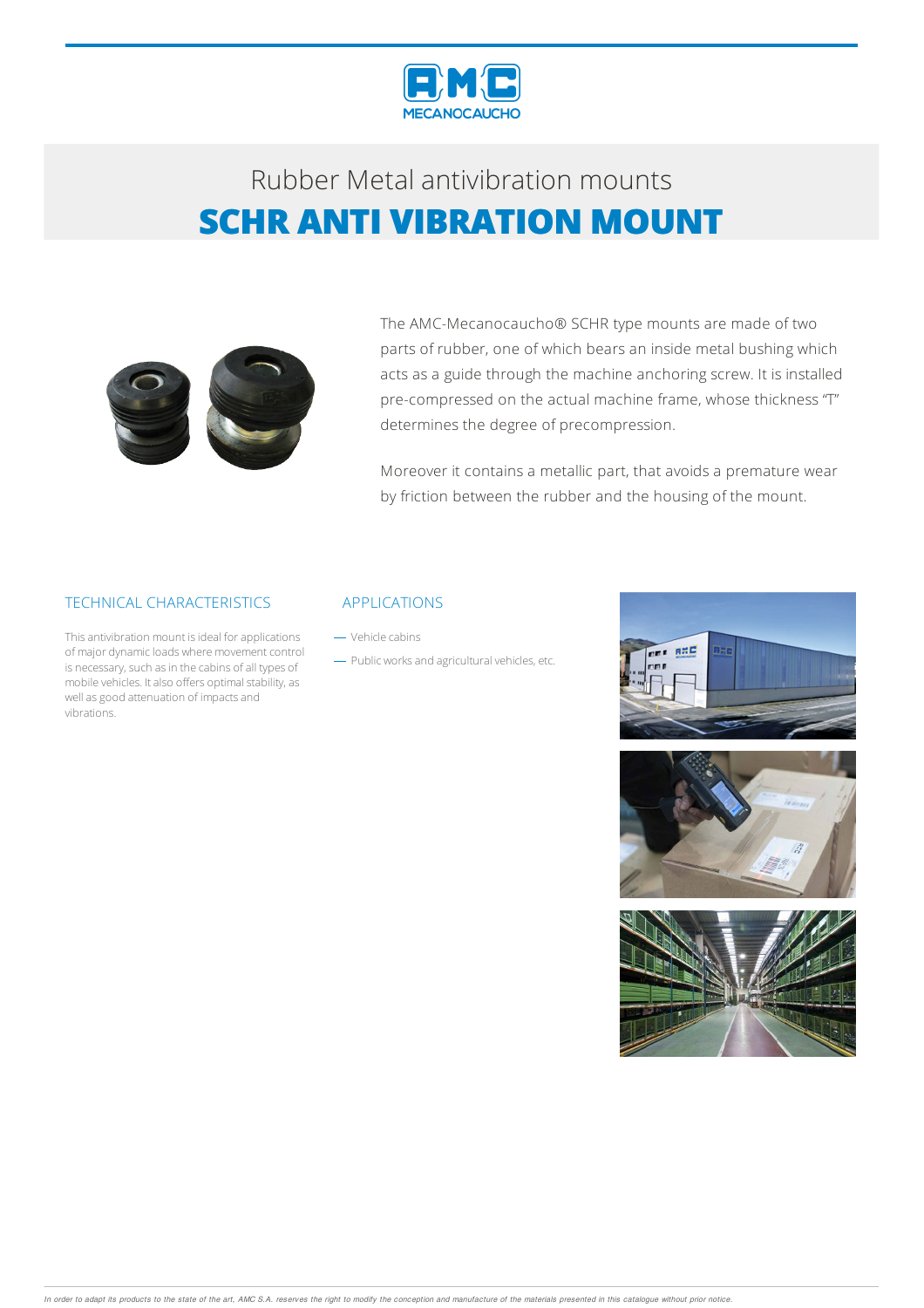Rubber Metal antivibration mounts

# SCHR ANTI VIBRATION MOUNT

The AMC-Mecanocaucho® SCHR type mounts are made of two parts of rubber, one of which bears an inside metal bushing which acts as a guide through the machine anchoring screw. It is installed pre-compressed on the actual machine frame, whose thickness "T" determines the degree of precompression.

Moreover it contains a metallic part, that avoids a premature wear by friction between the rubber and the housing of the mount.

## TECHNICAL CHARACTERISTICS

This antivibration mount is ideal for applications of major dynamic loads where movement control is necessary, such as in the cabins of all types of mobile vehicles. It also offers optimal stability, as well as good attenuation of impacts and vibrations.

## APPLICATIONS

- Vehicle cabins
- Public works and agricultural vehicles, etc.

*In order to adapt its products to the state of the art, AMC S.A. reserves the right to modify the conception and manufacture of the materials presented in this catalogue without prior notice.*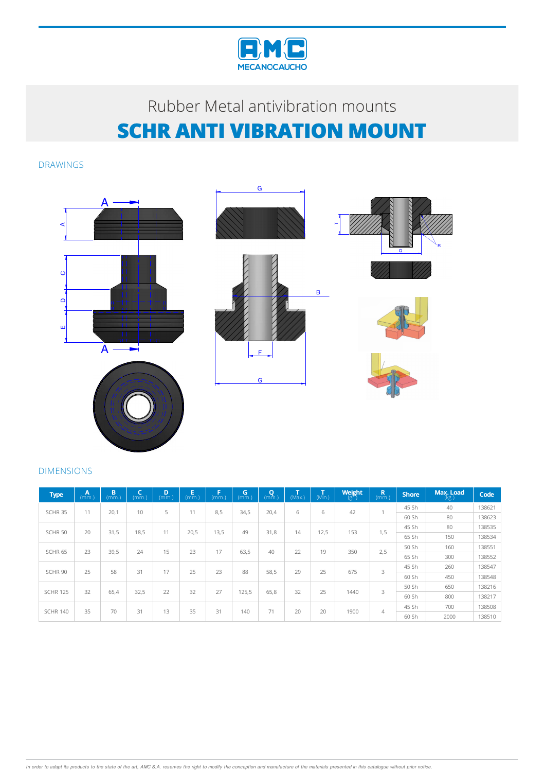Rubber Metal antivibration mounts

# SCHR ANTI VIBRATION MOUNT

## DRAWINGS

A

A

C

D

E

A

G

B

F

G

T

Q

R

## DIMENSIONS

| Type | A (mm.) | B (mm.) | C (mm.) | D (mm.) | E (mm.) | F (mm.) | G (mm.) | Q (mm.) | T (Max.) | T (Min.) | Weight (gr.) | R (mm.) | Shore | Max. Load (kg.) | Code |
|---|---|---|---|---|---|---|---|---|---|---|---|---|---|---|---|
| SCHR 35 | 11 | 20,1 | 10 | 5 | 11 | 8,5 | 34,5 | 20,4 | 6 | 6 | 42 | 1 | 45 Sh | 40 | 138621 |
| | | | | | | | | | | | | | 60 Sh | 80 | 138623 |
| SCHR 50 | 20 | 31,5 | 18,5 | 11 | 20,5 | 13,5 | 49 | 31,8 | 14 | 12,5 | 153 | 1,5 | 45 Sh | 80 | 138535 |
| | | | | | | | | | | | | | 65 Sh | 150 | 138534 |
| SCHR 65 | 23 | 39,5 | 24 | 15 | 23 | 17 | 63,5 | 40 | 22 | 19 | 350 | 2,5 | 50 Sh | 160 | 138551 |
| | | | | | | | | | | | | | 65 Sh | 300 | 138552 |
| SCHR 90 | 25 | 58 | 31 | 17 | 25 | 23 | 88 | 58,5 | 29 | 25 | 675 | 3 | 45 Sh | 260 | 138547 |
| | | | | | | | | | | | | | 60 Sh | 450 | 138548 |
| SCHR 125 | 32 | 65,4 | 32,5 | 22 | 32 | 27 | 125,5 | 65,8 | 32 | 25 | 1440 | 3 | 50 Sh | 650 | 138216 |
| | | | | | | | | | | | | | 60 Sh | 800 | 138217 |
| SCHR 140 | 35 | 70 | 31 | 13 | 35 | 31 | 140 | 71 | 20 | 20 | 1900 | 4 | 45 Sh | 700 | 138508 |
| | | | | | | | | | | | | | 60 Sh | 2000 | 138510 |

*In order to adapt its products to the state of the art, AMC S.A. reserves the right to modify the conception and manufacture of the materials presented in this catalogue without prior notice.*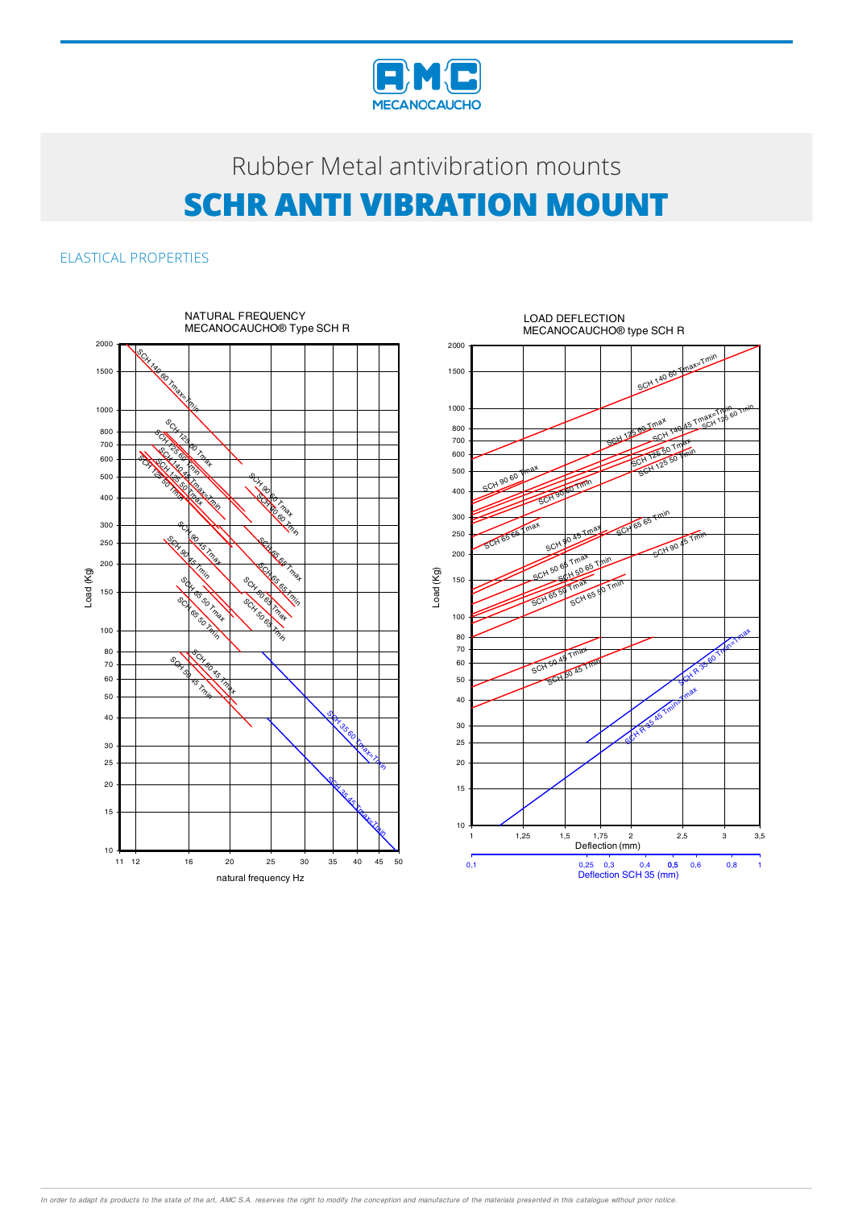# Rubber Metal antivibration mounts

# SCHR ANTI VIBRATION MOUNT

## ELASTICAL PROPERTIES

NATURAL FREQUENCY
MECANOCAUCHO® Type SCH R

LOAD DEFLECTION
MECANOCAUCHO® type SCH R

*In order to adapt its products to the state of the art, AMC S.A. reserves the right to modify the conception and manufacture of the materials presented in this catalogue without prior notice.*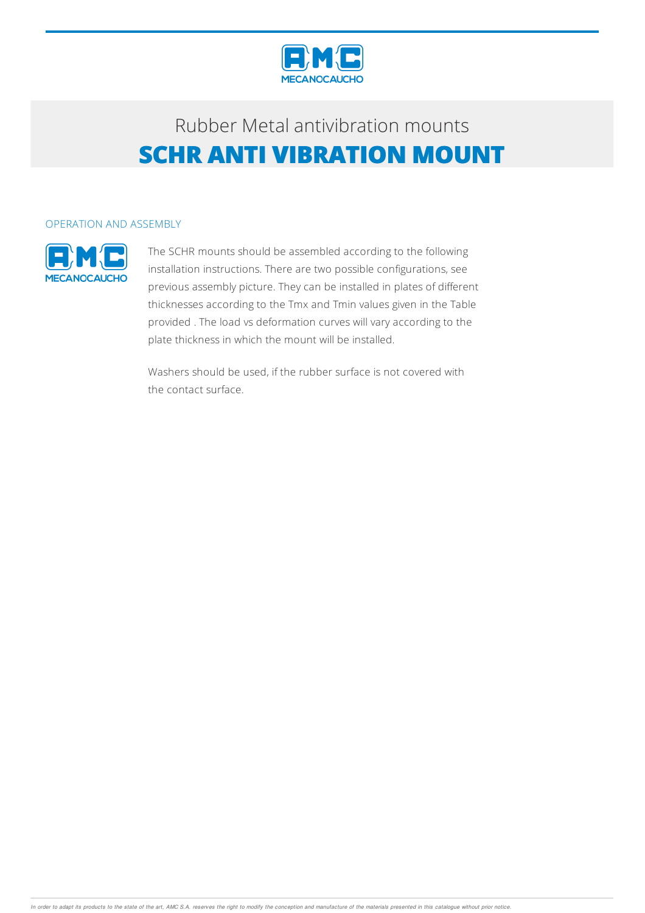# Rubber Metal antivibration mounts

## SCHR ANTI VIBRATION MOUNT

### OPERATION AND ASSEMBLY

The SCHR mounts should be assembled according to the following installation instructions. There are two possible configurations, see previous assembly picture. They can be installed in plates of different thicknesses according to the Tmx and Tmin values given in the Table provided . The load vs deformation curves will vary according to the plate thickness in which the mount will be installed.

Washers should be used, if the rubber surface is not covered with the contact surface.

*In order to adapt its products to the state of the art, AMC S.A. reserves the right to modify the conception and manufacture of the materials presented in this catalogue without prior notice.*